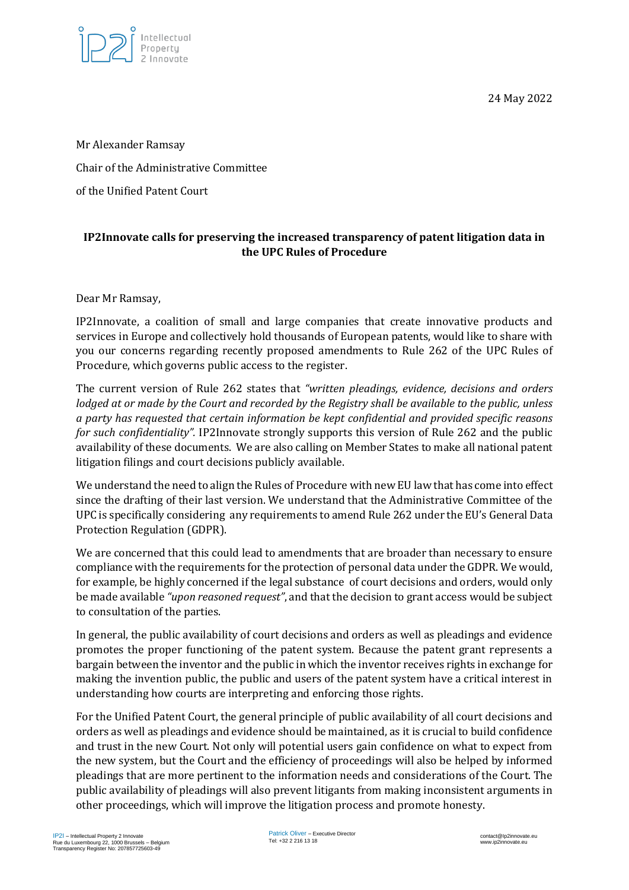24 May 2022

Mr Alexander Ramsay

Chair of the Administrative Committee

of the Unified Patent Court

**IP2Innovate calls for preserving the increased transparency of patent litigation data in the UPC Rules of Procedure**

Dear Mr Ramsay,

IP2Innovate, a coalition of small and large companies that create innovative products and services in Europe and collectively hold thousands of European patents, would like to share with you our concerns regarding recently proposed amendments to Rule 262 of the UPC Rules of Procedure, which governs public access to the register.

The current version of Rule 262 states that *"written pleadings, evidence, decisions and orders lodged at or made by the Court and recorded by the Registry shall be available to the public, unless a party has requested that certain information be kept confidential and provided specific reasons for such confidentiality".* IP2Innovate strongly supports this version of Rule 262 and the public availability of these documents. We are also calling on Member States to make all national patent litigation filings and court decisions publicly available.

We understand the need to align the Rules of Procedure with new EU law that has come into effect since the drafting of their last version. We understand that the Administrative Committee of the UPC is specifically considering any requirements to amend Rule 262 under the EU's General Data Protection Regulation (GDPR).

We are concerned that this could lead to amendments that are broader than necessary to ensure compliance with the requirements for the protection of personal data under the GDPR. We would, for example, be highly concerned if the legal substance of court decisions and orders, would only be made available *"upon reasoned request"*, and that the decision to grant access would be subject to consultation of the parties.

In general, the public availability of court decisions and orders as well as pleadings and evidence promotes the proper functioning of the patent system. Because the patent grant represents a bargain between the inventor and the public in which the inventor receives rights in exchange for making the invention public, the public and users of the patent system have a critical interest in understanding how courts are interpreting and enforcing those rights.

For the Unified Patent Court, the general principle of public availability of all court decisions and orders as well as pleadings and evidence should be maintained, as it is crucial to build confidence and trust in the new Court. Not only will potential users gain confidence on what to expect from the new system, but the Court and the efficiency of proceedings will also be helped by informed pleadings that are more pertinent to the information needs and considerations of the Court. The public availability of pleadings will also prevent litigants from making inconsistent arguments in other proceedings, which will improve the litigation process and promote honesty.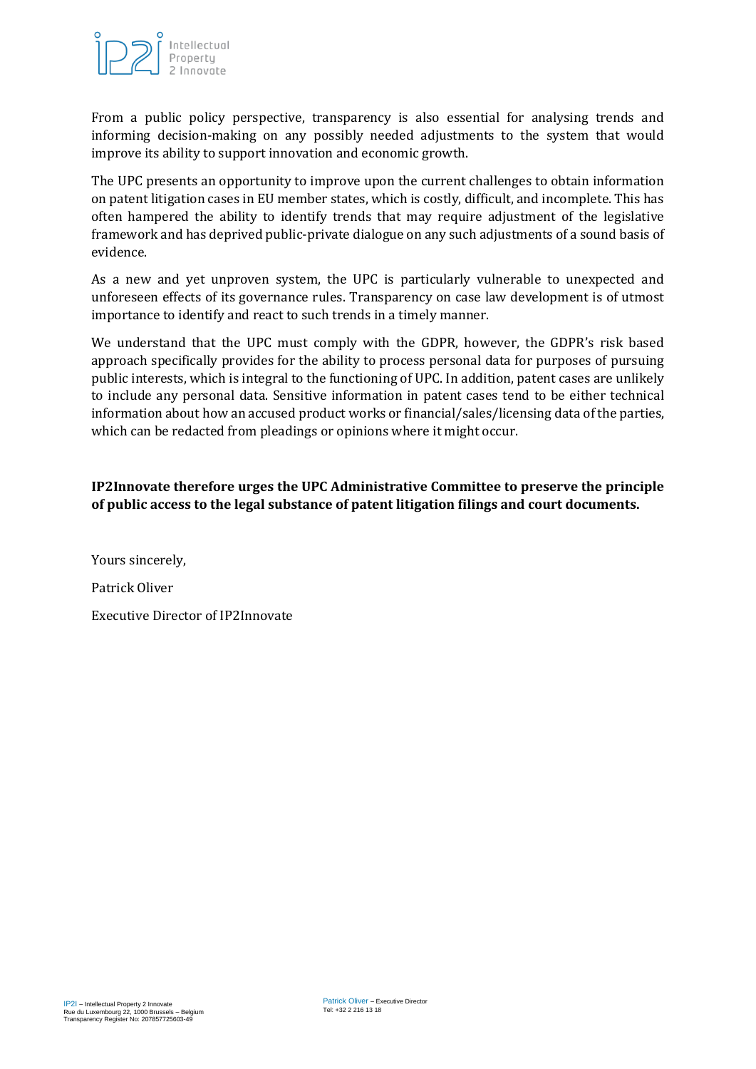From a public policy perspective, transparency is also essential for analysing trends and informing decision-making on any possibly needed adjustments to the system that would improve its ability to support innovation and economic growth.

The UPC presents an opportunity to improve upon the current challenges to obtain information on patent litigation cases in EU member states, which is costly, difficult, and incomplete. This has often hampered the ability to identify trends that may require adjustment of the legislative framework and has deprived public-private dialogue on any such adjustments of a sound basis of evidence.

As a new and yet unproven system, the UPC is particularly vulnerable to unexpected and unforeseen effects of its governance rules. Transparency on case law development is of utmost importance to identify and react to such trends in a timely manner.

We understand that the UPC must comply with the GDPR, however, the GDPR's risk based approach specifically provides for the ability to process personal data for purposes of pursuing public interests, which is integral to the functioning of UPC. In addition, patent cases are unlikely to include any personal data. Sensitive information in patent cases tend to be either technical information about how an accused product works or financial/sales/licensing data of the parties, which can be redacted from pleadings or opinions where it might occur.

**IP2Innovate therefore urges the UPC Administrative Committee to preserve the principle of public access to the legal substance of patent litigation filings and court documents.**

Yours sincerely,

Patrick Oliver

Executive Director of IP2Innovate